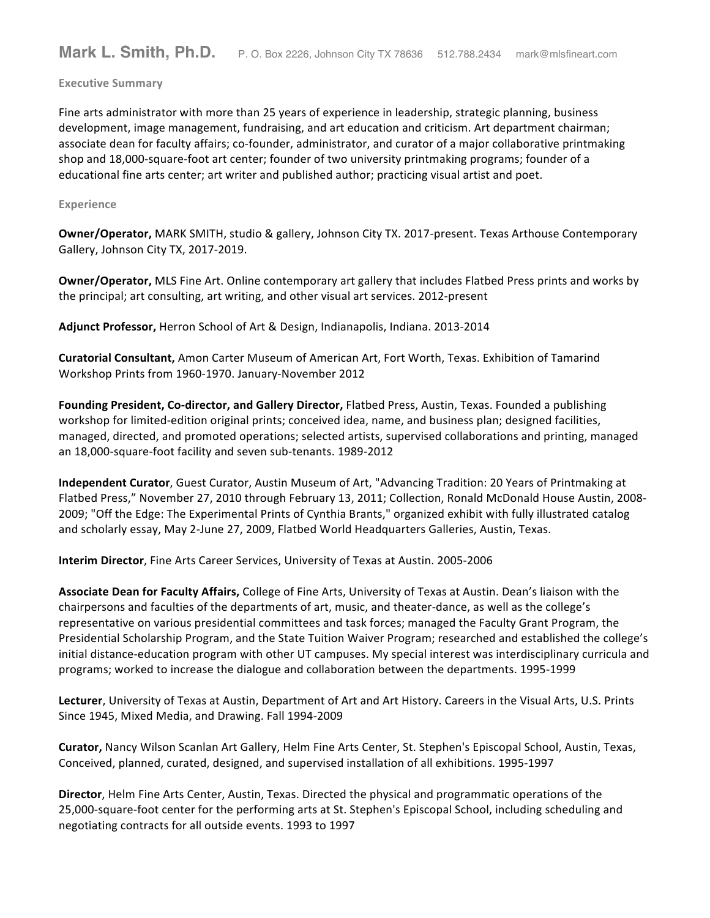# Mark L. Smith, Ph.D.

P. O. Box 2226, Johnson City TX 78636 512.788.2434 mark@mlsfineart.com

## Executive Summary

Fine arts administrator with more than 25 years of experience in leadership, strategic planning, business development, image management, fundraising, and art education and criticism. Art department chairman; associate dean for faculty affairs; co-founder, administrator, and curator of a major collaborative printmaking shop and 18,000-square-foot art center; founder of two university printmaking programs; founder of a educational fine arts center; art writer and published author; practicing visual artist and poet.

## Experience

**Owner/Operator,** MARK SMITH, studio & gallery, Johnson City TX. 2017-present. Texas Arthouse Contemporary Gallery, Johnson City TX, 2017-2019.

**Owner/Operator,** MLS Fine Art. Online contemporary art gallery that includes Flatbed Press prints and works by the principal; art consulting, art writing, and other visual art services. 2012-present

**Adjunct Professor,** Herron School of Art & Design, Indianapolis, Indiana. 2013-2014

**Curatorial Consultant,** Amon Carter Museum of American Art, Fort Worth, Texas. Exhibition of Tamarind Workshop Prints from 1960-1970. January-November 2012

**Founding President, Co-director, and Gallery Director,** Flatbed Press, Austin, Texas. Founded a publishing workshop for limited-edition original prints; conceived idea, name, and business plan; designed facilities, managed, directed, and promoted operations; selected artists, supervised collaborations and printing, managed an 18,000-square-foot facility and seven sub-tenants. 1989-2012

**Independent Curator**, Guest Curator, Austin Museum of Art, "Advancing Tradition: 20 Years of Printmaking at Flatbed Press," November 27, 2010 through February 13, 2011; Collection, Ronald McDonald House Austin, 2008-2009; "Off the Edge: The Experimental Prints of Cynthia Brants," organized exhibit with fully illustrated catalog and scholarly essay, May 2-June 27, 2009, Flatbed World Headquarters Galleries, Austin, Texas.

**Interim Director**, Fine Arts Career Services, University of Texas at Austin. 2005-2006

**Associate Dean for Faculty Affairs,** College of Fine Arts, University of Texas at Austin. Dean's liaison with the chairpersons and faculties of the departments of art, music, and theater-dance, as well as the college's representative on various presidential committees and task forces; managed the Faculty Grant Program, the Presidential Scholarship Program, and the State Tuition Waiver Program; researched and established the college's initial distance-education program with other UT campuses. My special interest was interdisciplinary curricula and programs; worked to increase the dialogue and collaboration between the departments. 1995-1999

**Lecturer**, University of Texas at Austin, Department of Art and Art History. Careers in the Visual Arts, U.S. Prints Since 1945, Mixed Media, and Drawing. Fall 1994-2009

**Curator,** Nancy Wilson Scanlan Art Gallery, Helm Fine Arts Center, St. Stephen's Episcopal School, Austin, Texas, Conceived, planned, curated, designed, and supervised installation of all exhibitions. 1995-1997

**Director**, Helm Fine Arts Center, Austin, Texas. Directed the physical and programmatic operations of the 25,000-square-foot center for the performing arts at St. Stephen's Episcopal School, including scheduling and negotiating contracts for all outside events. 1993 to 1997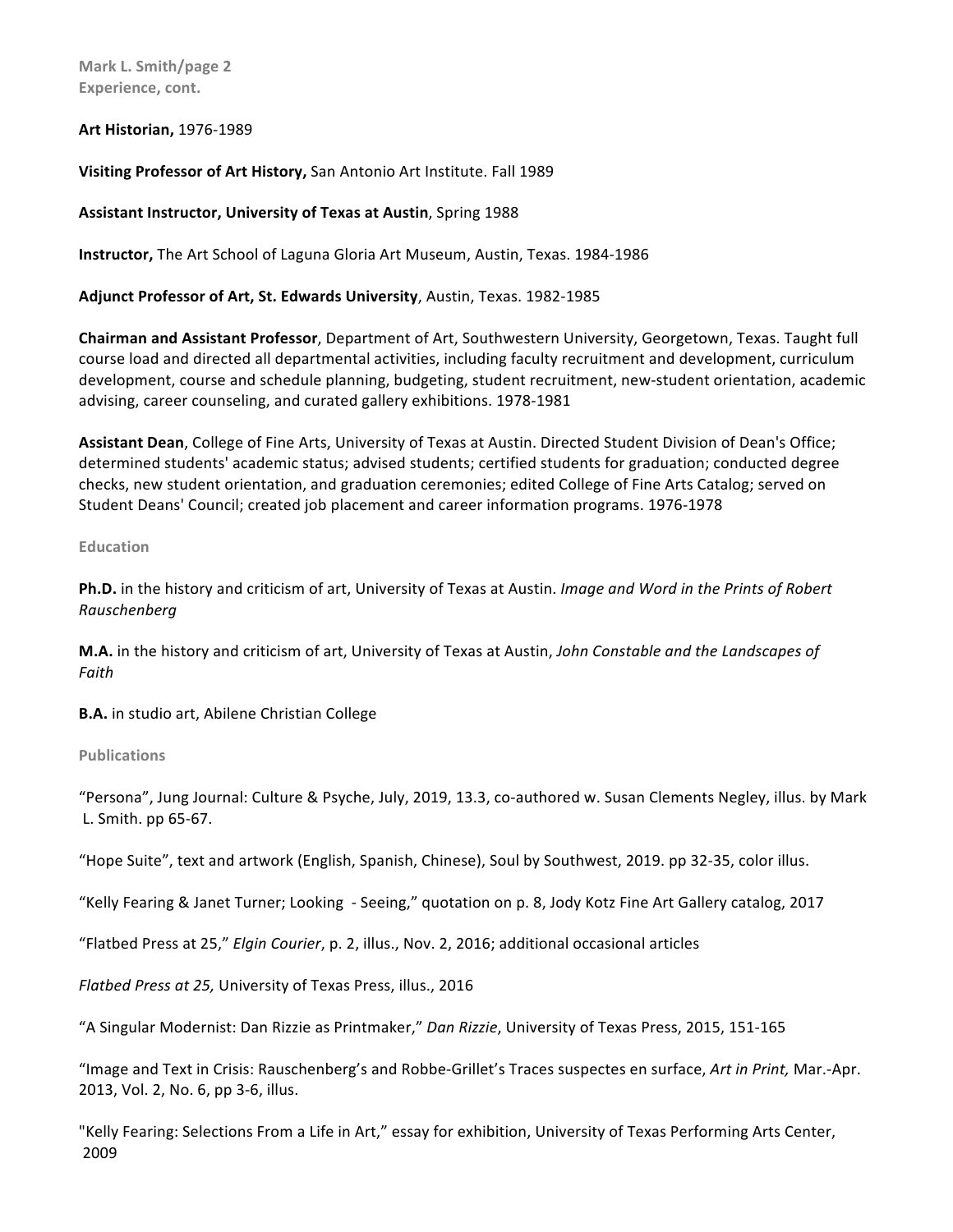## Experience, cont.

**Art Historian,** 1976-1989

**Visiting Professor of Art History,** San Antonio Art Institute. Fall 1989

**Assistant Instructor, University of Texas at Austin**, Spring 1988

**Instructor,** The Art School of Laguna Gloria Art Museum, Austin, Texas. 1984-1986

**Adjunct Professor of Art, St. Edwards University**, Austin, Texas. 1982-1985

**Chairman and Assistant Professor**, Department of Art, Southwestern University, Georgetown, Texas. Taught full course load and directed all departmental activities, including faculty recruitment and development, curriculum development, course and schedule planning, budgeting, student recruitment, new-student orientation, academic advising, career counseling, and curated gallery exhibitions. 1978-1981

**Assistant Dean**, College of Fine Arts, University of Texas at Austin. Directed Student Division of Dean's Office; determined students' academic status; advised students; certified students for graduation; conducted degree checks, new student orientation, and graduation ceremonies; edited College of Fine Arts Catalog; served on Student Deans' Council; created job placement and career information programs. 1976-1978

## Education

**Ph.D.** in the history and criticism of art, University of Texas at Austin. *Image and Word in the Prints of Robert Rauschenberg*

**M.A.** in the history and criticism of art, University of Texas at Austin, *John Constable and the Landscapes of Faith*

**B.A.** in studio art, Abilene Christian College

## Publications

"Persona", Jung Journal: Culture & Psyche, July, 2019, 13.3, co-authored w. Susan Clements Negley, illus. by Mark L. Smith. pp 65-67.

"Hope Suite", text and artwork (English, Spanish, Chinese), Soul by Southwest, 2019. pp 32-35, color illus.

"Kelly Fearing & Janet Turner; Looking - Seeing," quotation on p. 8, Jody Kotz Fine Art Gallery catalog, 2017

"Flatbed Press at 25," *Elgin Courier*, p. 2, illus., Nov. 2, 2016; additional occasional articles

*Flatbed Press at 25,* University of Texas Press, illus., 2016

"A Singular Modernist: Dan Rizzie as Printmaker," *Dan Rizzie*, University of Texas Press, 2015, 151-165

"Image and Text in Crisis: Rauschenberg's and Robbe-Grillet's Traces suspectes en surface, *Art in Print,* Mar.-Apr. 2013, Vol. 2, No. 6, pp 3-6, illus.

"Kelly Fearing: Selections From a Life in Art," essay for exhibition, University of Texas Performing Arts Center, 2009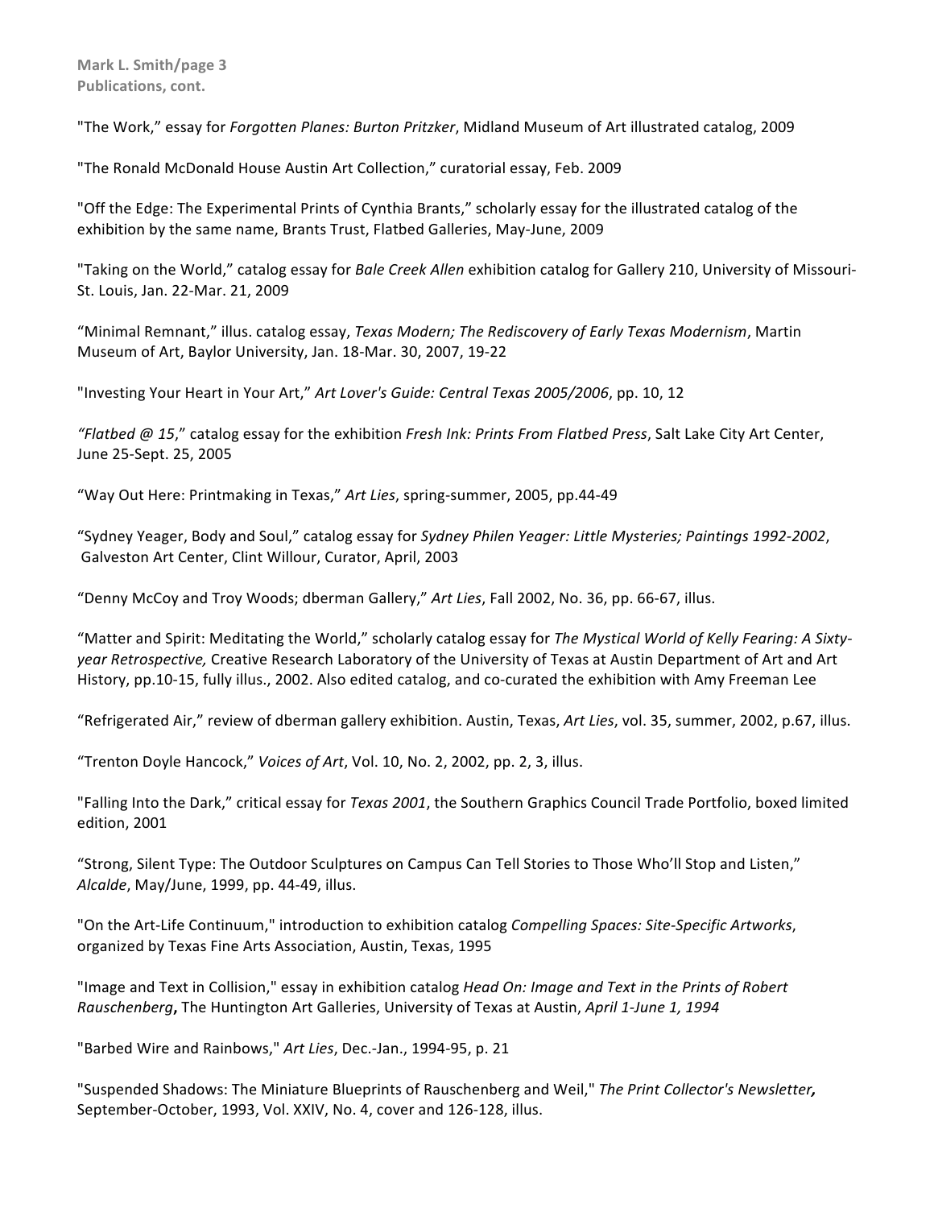**Publications, cont.**

"The Work," essay for *Forgotten Planes: Burton Pritzker*, Midland Museum of Art illustrated catalog, 2009

"The Ronald McDonald House Austin Art Collection," curatorial essay, Feb. 2009

"Off the Edge: The Experimental Prints of Cynthia Brants," scholarly essay for the illustrated catalog of the exhibition by the same name, Brants Trust, Flatbed Galleries, May-June, 2009

"Taking on the World," catalog essay for *Bale Creek Allen* exhibition catalog for Gallery 210, University of Missouri-St. Louis, Jan. 22-Mar. 21, 2009

"Minimal Remnant," illus. catalog essay, *Texas Modern; The Rediscovery of Early Texas Modernism*, Martin Museum of Art, Baylor University, Jan. 18-Mar. 30, 2007, 19-22

"Investing Your Heart in Your Art," *Art Lover's Guide: Central Texas 2005/2006*, pp. 10, 12

*"Flatbed @ 15*," catalog essay for the exhibition *Fresh Ink: Prints From Flatbed Press*, Salt Lake City Art Center, June 25-Sept. 25, 2005

"Way Out Here: Printmaking in Texas," *Art Lies*, spring-summer, 2005, pp.44-49

"Sydney Yeager, Body and Soul," catalog essay for *Sydney Philen Yeager: Little Mysteries; Paintings 1992-2002*, Galveston Art Center, Clint Willour, Curator, April, 2003

"Denny McCoy and Troy Woods; dberman Gallery," *Art Lies*, Fall 2002, No. 36, pp. 66-67, illus.

"Matter and Spirit: Meditating the World," scholarly catalog essay for *The Mystical World of Kelly Fearing: A Sixty-year Retrospective,* Creative Research Laboratory of the University of Texas at Austin Department of Art and Art History, pp.10-15, fully illus., 2002. Also edited catalog, and co-curated the exhibition with Amy Freeman Lee

"Refrigerated Air," review of dberman gallery exhibition. Austin, Texas, *Art Lies*, vol. 35, summer, 2002, p.67, illus.

"Trenton Doyle Hancock," *Voices of Art*, Vol. 10, No. 2, 2002, pp. 2, 3, illus.

"Falling Into the Dark," critical essay for *Texas 2001*, the Southern Graphics Council Trade Portfolio, boxed limited edition, 2001

"Strong, Silent Type: The Outdoor Sculptures on Campus Can Tell Stories to Those Who'll Stop and Listen," *Alcalde*, May/June, 1999, pp. 44-49, illus.

"On the Art-Life Continuum," introduction to exhibition catalog *Compelling Spaces: Site-Specific Artworks*, organized by Texas Fine Arts Association, Austin, Texas, 1995

"Image and Text in Collision," essay in exhibition catalog *Head On: Image and Text in the Prints of Robert Rauschenberg***,** The Huntington Art Galleries, University of Texas at Austin, *April 1-June 1, 1994*

"Barbed Wire and Rainbows," *Art Lies*, Dec.-Jan., 1994-95, p. 21

"Suspended Shadows: The Miniature Blueprints of Rauschenberg and Weil," *The Print Collector's Newsletter***,** September-October, 1993, Vol. XXIV, No. 4, cover and 126-128, illus.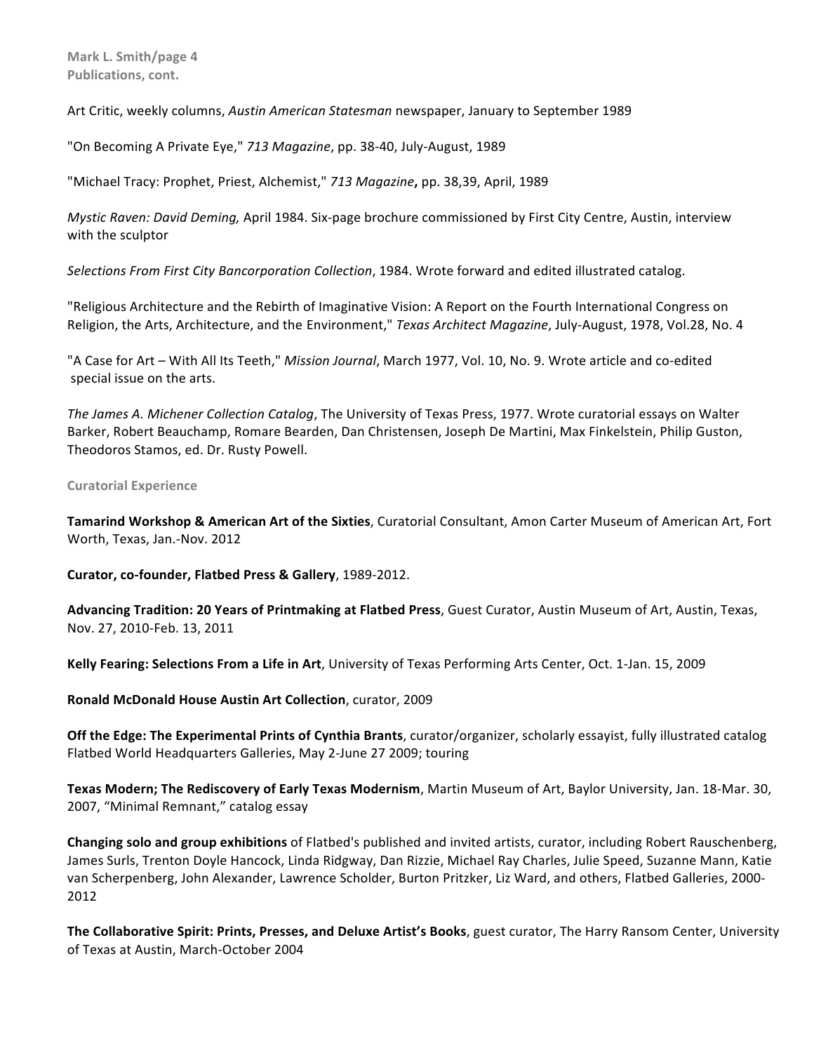Publications, cont.

Art Critic, weekly columns, *Austin American Statesman* newspaper, January to September 1989

"On Becoming A Private Eye," *713 Magazine*, pp. 38-40, July-August, 1989

"Michael Tracy: Prophet, Priest, Alchemist," *713 Magazine***,** pp. 38,39, April, 1989

*Mystic Raven: David Deming,* April 1984. Six-page brochure commissioned by First City Centre, Austin, interview with the sculptor

*Selections From First City Bancorporation Collection*, 1984. Wrote forward and edited illustrated catalog.

"Religious Architecture and the Rebirth of Imaginative Vision: A Report on the Fourth International Congress on Religion, the Arts, Architecture, and the Environment," *Texas Architect Magazine*, July-August, 1978, Vol.28, No. 4

"A Case for Art – With All Its Teeth," *Mission Journal*, March 1977, Vol. 10, No. 9. Wrote article and co-edited special issue on the arts.

*The James A. Michener Collection Catalog*, The University of Texas Press, 1977. Wrote curatorial essays on Walter Barker, Robert Beauchamp, Romare Bearden, Dan Christensen, Joseph De Martini, Max Finkelstein, Philip Guston, Theodoros Stamos, ed. Dr. Rusty Powell.

## Curatorial Experience

**Tamarind Workshop & American Art of the Sixties**, Curatorial Consultant, Amon Carter Museum of American Art, Fort Worth, Texas, Jan.-Nov. 2012

**Curator, co-founder, Flatbed Press & Gallery**, 1989-2012.

**Advancing Tradition: 20 Years of Printmaking at Flatbed Press**, Guest Curator, Austin Museum of Art, Austin, Texas, Nov. 27, 2010-Feb. 13, 2011

**Kelly Fearing: Selections From a Life in Art**, University of Texas Performing Arts Center, Oct. 1-Jan. 15, 2009

**Ronald McDonald House Austin Art Collection**, curator, 2009

**Off the Edge: The Experimental Prints of Cynthia Brants**, curator/organizer, scholarly essayist, fully illustrated catalog Flatbed World Headquarters Galleries, May 2-June 27 2009; touring

**Texas Modern; The Rediscovery of Early Texas Modernism**, Martin Museum of Art, Baylor University, Jan. 18-Mar. 30, 2007, "Minimal Remnant," catalog essay

**Changing solo and group exhibitions** of Flatbed's published and invited artists, curator, including Robert Rauschenberg, James Surls, Trenton Doyle Hancock, Linda Ridgway, Dan Rizzie, Michael Ray Charles, Julie Speed, Suzanne Mann, Katie van Scherpenberg, John Alexander, Lawrence Scholder, Burton Pritzker, Liz Ward, and others, Flatbed Galleries, 2000-2012

**The Collaborative Spirit: Prints, Presses, and Deluxe Artist's Books**, guest curator, The Harry Ransom Center, University of Texas at Austin, March-October 2004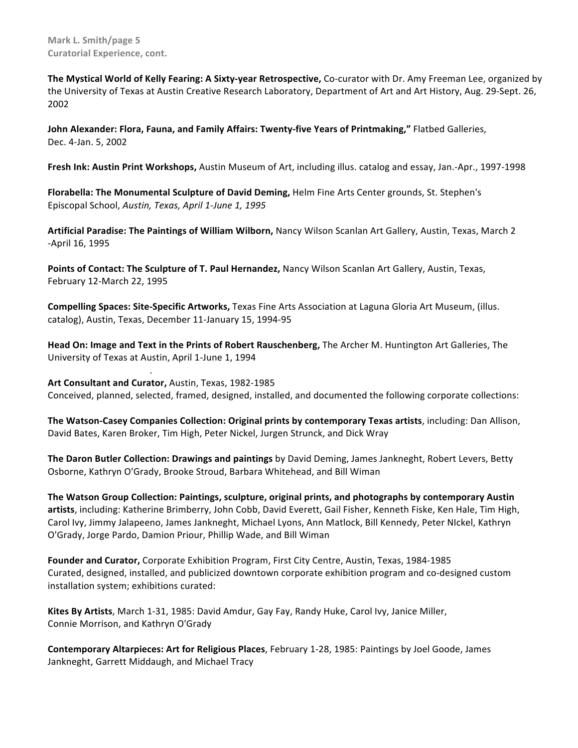**The Mystical World of Kelly Fearing: A Sixty-year Retrospective,** Co-curator with Dr. Amy Freeman Lee, organized by the University of Texas at Austin Creative Research Laboratory, Department of Art and Art History, Aug. 29-Sept. 26, 2002

**John Alexander: Flora, Fauna, and Family Affairs: Twenty-five Years of Printmaking,"** Flatbed Galleries, Dec. 4-Jan. 5, 2002

**Fresh Ink: Austin Print Workshops,** Austin Museum of Art, including illus. catalog and essay, Jan.-Apr., 1997-1998

**Florabella: The Monumental Sculpture of David Deming,** Helm Fine Arts Center grounds, St. Stephen's Episcopal School, *Austin, Texas, April 1-June 1, 1995*

**Artificial Paradise: The Paintings of William Wilborn,** Nancy Wilson Scanlan Art Gallery, Austin, Texas, March 2 -April 16, 1995

**Points of Contact: The Sculpture of T. Paul Hernandez,** Nancy Wilson Scanlan Art Gallery, Austin, Texas, February 12-March 22, 1995

**Compelling Spaces: Site-Specific Artworks,** Texas Fine Arts Association at Laguna Gloria Art Museum, (illus. catalog), Austin, Texas, December 11-January 15, 1994-95

**Head On: Image and Text in the Prints of Robert Rauschenberg,** The Archer M. Huntington Art Galleries, The University of Texas at Austin, April 1-June 1, 1994

**Art Consultant and Curator,** Austin, Texas, 1982-1985
Conceived, planned, selected, framed, designed, installed, and documented the following corporate collections:

**The Watson-Casey Companies Collection: Original prints by contemporary Texas artists**, including: Dan Allison, David Bates, Karen Broker, Tim High, Peter Nickel, Jurgen Strunck, and Dick Wray

**The Daron Butler Collection: Drawings and paintings** by David Deming, James Jankneght, Robert Levers, Betty Osborne, Kathryn O'Grady, Brooke Stroud, Barbara Whitehead, and Bill Wiman

**The Watson Group Collection: Paintings, sculpture, original prints, and photographs by contemporary Austin artists**, including: Katherine Brimberry, John Cobb, David Everett, Gail Fisher, Kenneth Fiske, Ken Hale, Tim High, Carol Ivy, Jimmy Jalapeeno, James Jankneght, Michael Lyons, Ann Matlock, Bill Kennedy, Peter NIckel, Kathryn O'Grady, Jorge Pardo, Damion Priour, Phillip Wade, and Bill Wiman

**Founder and Curator,** Corporate Exhibition Program, First City Centre, Austin, Texas, 1984-1985
Curated, designed, installed, and publicized downtown corporate exhibition program and co-designed custom installation system; exhibitions curated:

**Kites By Artists**, March 1-31, 1985: David Amdur, Gay Fay, Randy Huke, Carol Ivy, Janice Miller, Connie Morrison, and Kathryn O'Grady

**Contemporary Altarpieces: Art for Religious Places**, February 1-28, 1985: Paintings by Joel Goode, James Jankneght, Garrett Middaugh, and Michael Tracy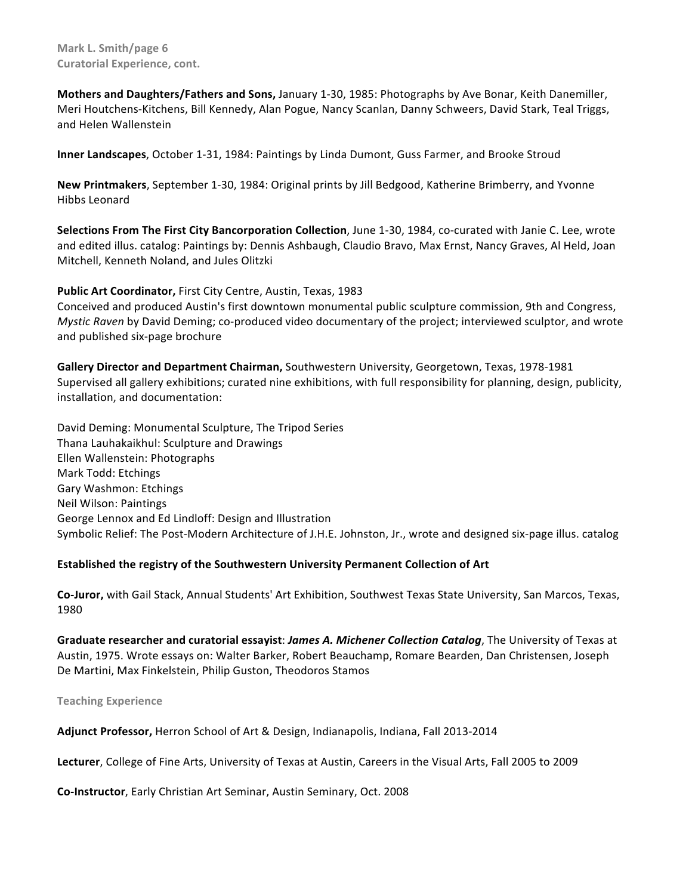**Mothers and Daughters/Fathers and Sons,** January 1-30, 1985: Photographs by Ave Bonar, Keith Danemiller, Meri Houtchens-Kitchens, Bill Kennedy, Alan Pogue, Nancy Scanlan, Danny Schweers, David Stark, Teal Triggs, and Helen Wallenstein

**Inner Landscapes**, October 1-31, 1984: Paintings by Linda Dumont, Guss Farmer, and Brooke Stroud

**New Printmakers**, September 1-30, 1984: Original prints by Jill Bedgood, Katherine Brimberry, and Yvonne Hibbs Leonard

**Selections From The First City Bancorporation Collection**, June 1-30, 1984, co-curated with Janie C. Lee, wrote and edited illus. catalog: Paintings by: Dennis Ashbaugh, Claudio Bravo, Max Ernst, Nancy Graves, Al Held, Joan Mitchell, Kenneth Noland, and Jules Olitzki

**Public Art Coordinator,** First City Centre, Austin, Texas, 1983
Conceived and produced Austin's first downtown monumental public sculpture commission, 9th and Congress, *Mystic Raven* by David Deming; co-produced video documentary of the project; interviewed sculptor, and wrote and published six-page brochure

**Gallery Director and Department Chairman,** Southwestern University, Georgetown, Texas, 1978-1981
Supervised all gallery exhibitions; curated nine exhibitions, with full responsibility for planning, design, publicity, installation, and documentation:

David Deming: Monumental Sculpture, The Tripod Series
Thana Lauhakaikhul: Sculpture and Drawings
Ellen Wallenstein: Photographs
Mark Todd: Etchings
Gary Washmon: Etchings
Neil Wilson: Paintings
George Lennox and Ed Lindloff: Design and Illustration
Symbolic Relief: The Post-Modern Architecture of J.H.E. Johnston, Jr., wrote and designed six-page illus. catalog

**Established the registry of the Southwestern University Permanent Collection of Art**

**Co-Juror,** with Gail Stack, Annual Students' Art Exhibition, Southwest Texas State University, San Marcos, Texas, 1980

**Graduate researcher and curatorial essayist**: ***James A. Michener Collection Catalog***, The University of Texas at Austin, 1975. Wrote essays on: Walter Barker, Robert Beauchamp, Romare Bearden, Dan Christensen, Joseph De Martini, Max Finkelstein, Philip Guston, Theodoros Stamos

## Teaching Experience

**Adjunct Professor,** Herron School of Art & Design, Indianapolis, Indiana, Fall 2013-2014

**Lecturer**, College of Fine Arts, University of Texas at Austin, Careers in the Visual Arts, Fall 2005 to 2009

**Co-Instructor**, Early Christian Art Seminar, Austin Seminary, Oct. 2008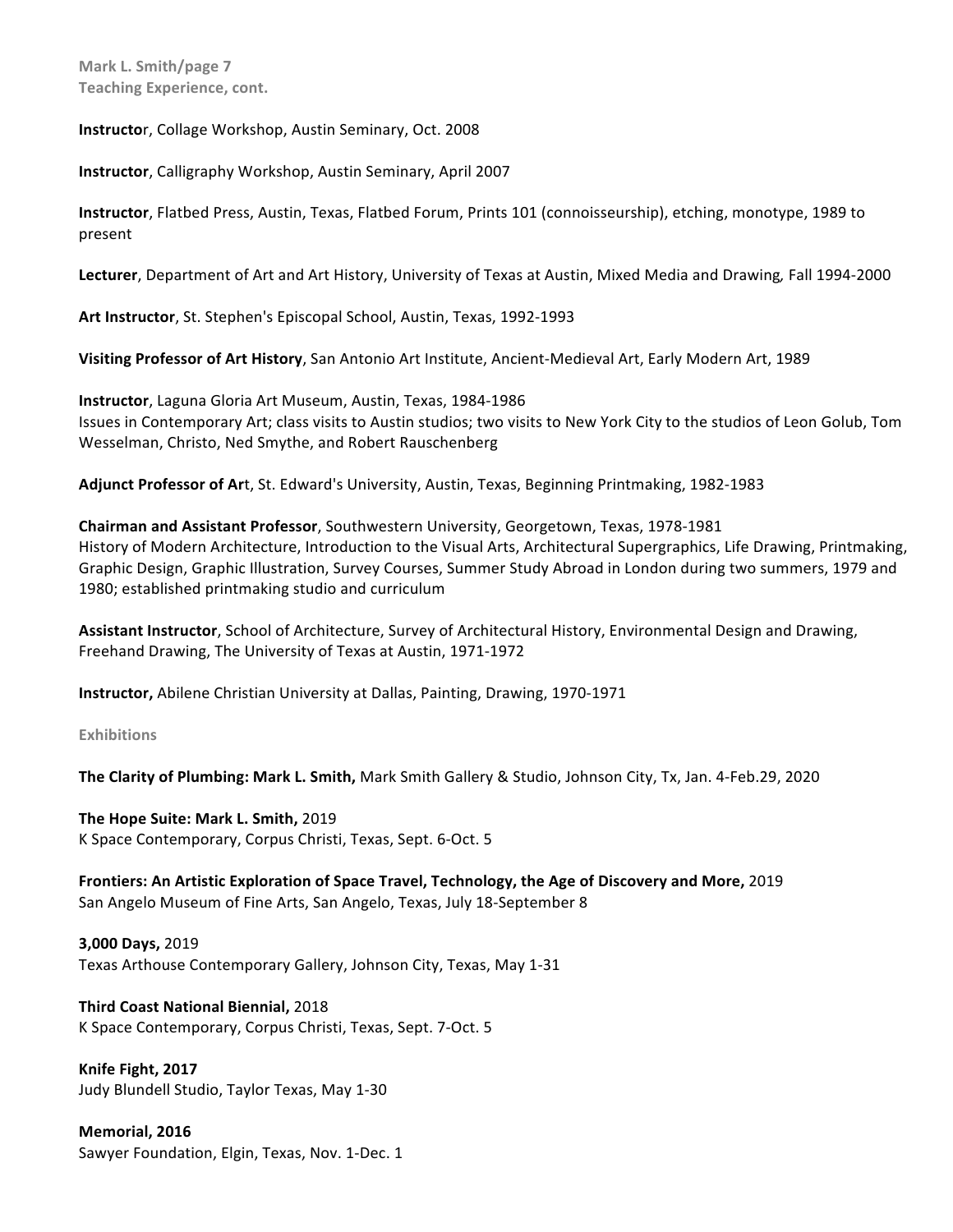## Teaching Experience, cont.

**Instructo**r, Collage Workshop, Austin Seminary, Oct. 2008

**Instructor**, Calligraphy Workshop, Austin Seminary, April 2007

**Instructor**, Flatbed Press, Austin, Texas, Flatbed Forum, Prints 101 (connoisseurship), etching, monotype, 1989 to present

**Lecturer**, Department of Art and Art History, University of Texas at Austin, Mixed Media and Drawing, Fall 1994-2000

**Art Instructor**, St. Stephen's Episcopal School, Austin, Texas, 1992-1993

**Visiting Professor of Art History**, San Antonio Art Institute, Ancient-Medieval Art, Early Modern Art, 1989

**Instructor**, Laguna Gloria Art Museum, Austin, Texas, 1984-1986
Issues in Contemporary Art; class visits to Austin studios; two visits to New York City to the studios of Leon Golub, Tom Wesselman, Christo, Ned Smythe, and Robert Rauschenberg

**Adjunct Professor of Ar**t, St. Edward's University, Austin, Texas, Beginning Printmaking, 1982-1983

**Chairman and Assistant Professor**, Southwestern University, Georgetown, Texas, 1978-1981
History of Modern Architecture, Introduction to the Visual Arts, Architectural Supergraphics, Life Drawing, Printmaking, Graphic Design, Graphic Illustration, Survey Courses, Summer Study Abroad in London during two summers, 1979 and 1980; established printmaking studio and curriculum

**Assistant Instructor**, School of Architecture, Survey of Architectural History, Environmental Design and Drawing, Freehand Drawing, The University of Texas at Austin, 1971-1972

**Instructor,** Abilene Christian University at Dallas, Painting, Drawing, 1970-1971

## Exhibitions

**The Clarity of Plumbing: Mark L. Smith,** Mark Smith Gallery & Studio, Johnson City, Tx, Jan. 4-Feb.29, 2020

**The Hope Suite: Mark L. Smith,** 2019
K Space Contemporary, Corpus Christi, Texas, Sept. 6-Oct. 5

**Frontiers: An Artistic Exploration of Space Travel, Technology, the Age of Discovery and More,** 2019
San Angelo Museum of Fine Arts, San Angelo, Texas, July 18-September 8

**3,000 Days,** 2019
Texas Arthouse Contemporary Gallery, Johnson City, Texas, May 1-31

**Third Coast National Biennial,** 2018
K Space Contemporary, Corpus Christi, Texas, Sept. 7-Oct. 5

**Knife Fight, 2017**
Judy Blundell Studio, Taylor Texas, May 1-30

**Memorial, 2016**
Sawyer Foundation, Elgin, Texas, Nov. 1-Dec. 1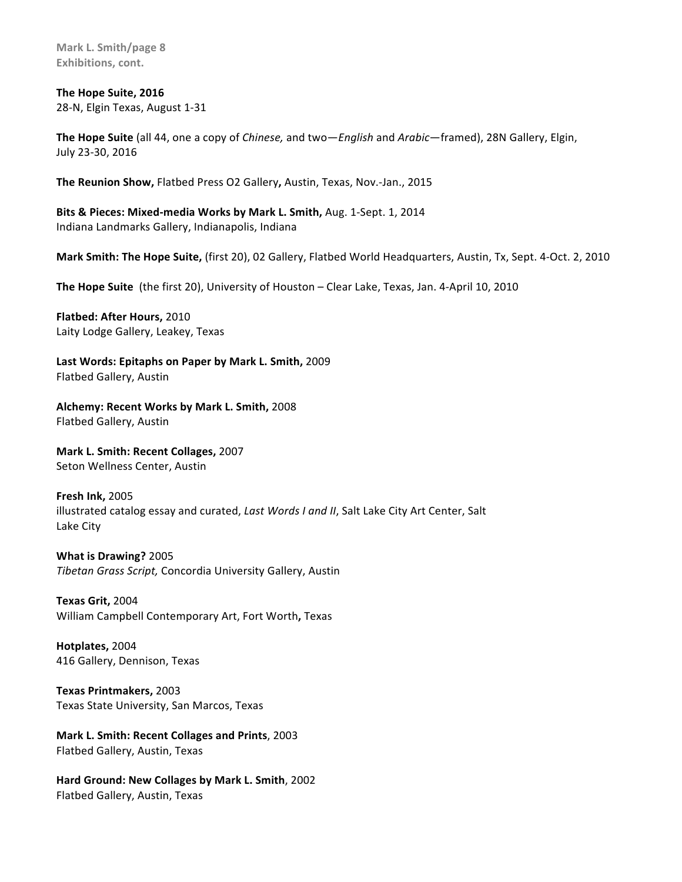**Exhibitions, cont.**

**The Hope Suite, 2016**
28-N, Elgin Texas, August 1-31

**The Hope Suite** (all 44, one a copy of *Chinese,* and two—*English* and *Arabic*—framed), 28N Gallery, Elgin, July 23-30, 2016

**The Reunion Show,** Flatbed Press O2 Gallery**,** Austin, Texas, Nov.-Jan., 2015

**Bits & Pieces: Mixed-media Works by Mark L. Smith,** Aug. 1-Sept. 1, 2014
Indiana Landmarks Gallery, Indianapolis, Indiana

**Mark Smith: The Hope Suite,** (first 20), 02 Gallery, Flatbed World Headquarters, Austin, Tx, Sept. 4-Oct. 2, 2010

**The Hope Suite** (the first 20), University of Houston – Clear Lake, Texas, Jan. 4-April 10, 2010

**Flatbed: After Hours,** 2010
Laity Lodge Gallery, Leakey, Texas

**Last Words: Epitaphs on Paper by Mark L. Smith,** 2009
Flatbed Gallery, Austin

**Alchemy: Recent Works by Mark L. Smith,** 2008
Flatbed Gallery, Austin

**Mark L. Smith: Recent Collages,** 2007
Seton Wellness Center, Austin

**Fresh Ink,** 2005
illustrated catalog essay and curated, *Last Words I and II*, Salt Lake City Art Center, Salt Lake City

**What is Drawing?** 2005
*Tibetan Grass Script,* Concordia University Gallery, Austin

**Texas Grit,** 2004
William Campbell Contemporary Art, Fort Worth**,** Texas

**Hotplates,** 2004
416 Gallery, Dennison, Texas

**Texas Printmakers,** 2003
Texas State University, San Marcos, Texas

**Mark L. Smith: Recent Collages and Prints**, 2003
Flatbed Gallery, Austin, Texas

**Hard Ground: New Collages by Mark L. Smith**, 2002
Flatbed Gallery, Austin, Texas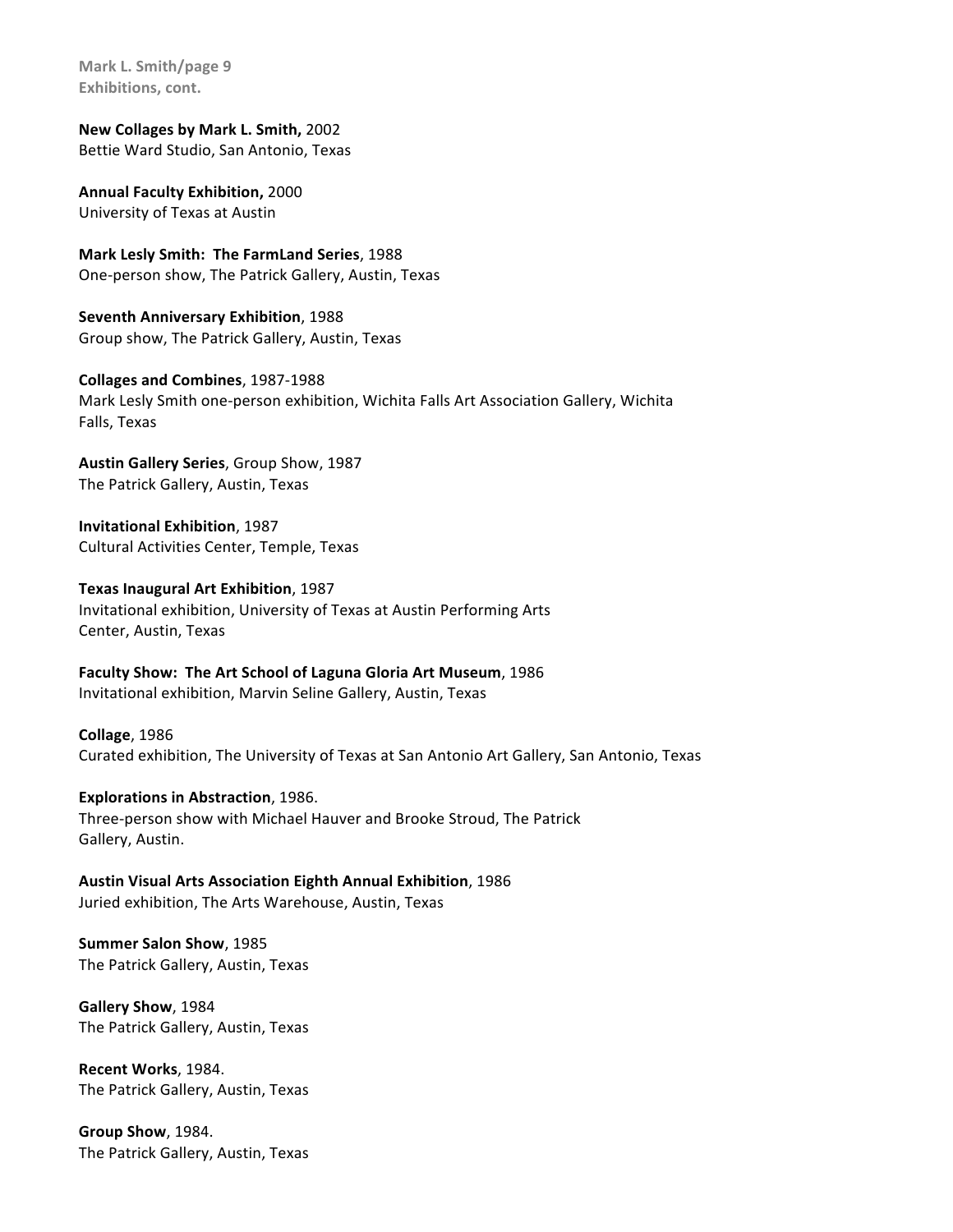Exhibitions, cont.

**New Collages by Mark L. Smith,** 2002
Bettie Ward Studio, San Antonio, Texas

**Annual Faculty Exhibition,** 2000
University of Texas at Austin

**Mark Lesly Smith: The FarmLand Series**, 1988
One-person show, The Patrick Gallery, Austin, Texas

**Seventh Anniversary Exhibition**, 1988
Group show, The Patrick Gallery, Austin, Texas

**Collages and Combines**, 1987-1988
Mark Lesly Smith one-person exhibition, Wichita Falls Art Association Gallery, Wichita Falls, Texas

**Austin Gallery Series**, Group Show, 1987
The Patrick Gallery, Austin, Texas

**Invitational Exhibition**, 1987
Cultural Activities Center, Temple, Texas

**Texas Inaugural Art Exhibition**, 1987
Invitational exhibition, University of Texas at Austin Performing Arts Center, Austin, Texas

**Faculty Show: The Art School of Laguna Gloria Art Museum**, 1986
Invitational exhibition, Marvin Seline Gallery, Austin, Texas

**Collage**, 1986
Curated exhibition, The University of Texas at San Antonio Art Gallery, San Antonio, Texas

**Explorations in Abstraction**, 1986.
Three-person show with Michael Hauver and Brooke Stroud, The Patrick Gallery, Austin.

**Austin Visual Arts Association Eighth Annual Exhibition**, 1986
Juried exhibition, The Arts Warehouse, Austin, Texas

**Summer Salon Show**, 1985
The Patrick Gallery, Austin, Texas

**Gallery Show**, 1984
The Patrick Gallery, Austin, Texas

**Recent Works**, 1984.
The Patrick Gallery, Austin, Texas

**Group Show**, 1984.
The Patrick Gallery, Austin, Texas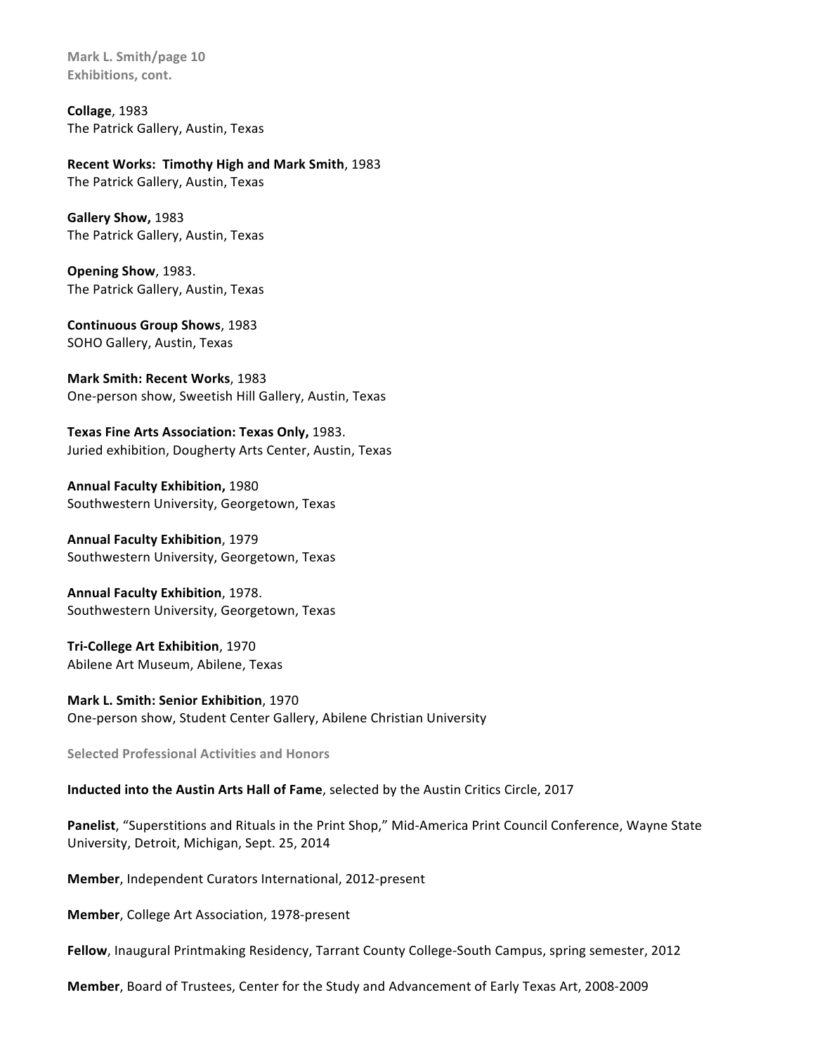Exhibitions, cont.

**Collage**, 1983
The Patrick Gallery, Austin, Texas

**Recent Works: Timothy High and Mark Smith**, 1983
The Patrick Gallery, Austin, Texas

**Gallery Show,** 1983
The Patrick Gallery, Austin, Texas

**Opening Show**, 1983.
The Patrick Gallery, Austin, Texas

**Continuous Group Shows**, 1983
SOHO Gallery, Austin, Texas

**Mark Smith: Recent Works**, 1983
One-person show, Sweetish Hill Gallery, Austin, Texas

**Texas Fine Arts Association: Texas Only,** 1983.
Juried exhibition, Dougherty Arts Center, Austin, Texas

**Annual Faculty Exhibition,** 1980
Southwestern University, Georgetown, Texas

**Annual Faculty Exhibition**, 1979
Southwestern University, Georgetown, Texas

**Annual Faculty Exhibition**, 1978.
Southwestern University, Georgetown, Texas

**Tri-College Art Exhibition**, 1970
Abilene Art Museum, Abilene, Texas

**Mark L. Smith: Senior Exhibition**, 1970
One-person show, Student Center Gallery, Abilene Christian University

## Selected Professional Activities and Honors

**Inducted into the Austin Arts Hall of Fame**, selected by the Austin Critics Circle, 2017

**Panelist**, "Superstitions and Rituals in the Print Shop," Mid-America Print Council Conference, Wayne State University, Detroit, Michigan, Sept. 25, 2014

**Member**, Independent Curators International, 2012-present

**Member**, College Art Association, 1978-present

**Fellow**, Inaugural Printmaking Residency, Tarrant County College-South Campus, spring semester, 2012

**Member**, Board of Trustees, Center for the Study and Advancement of Early Texas Art, 2008-2009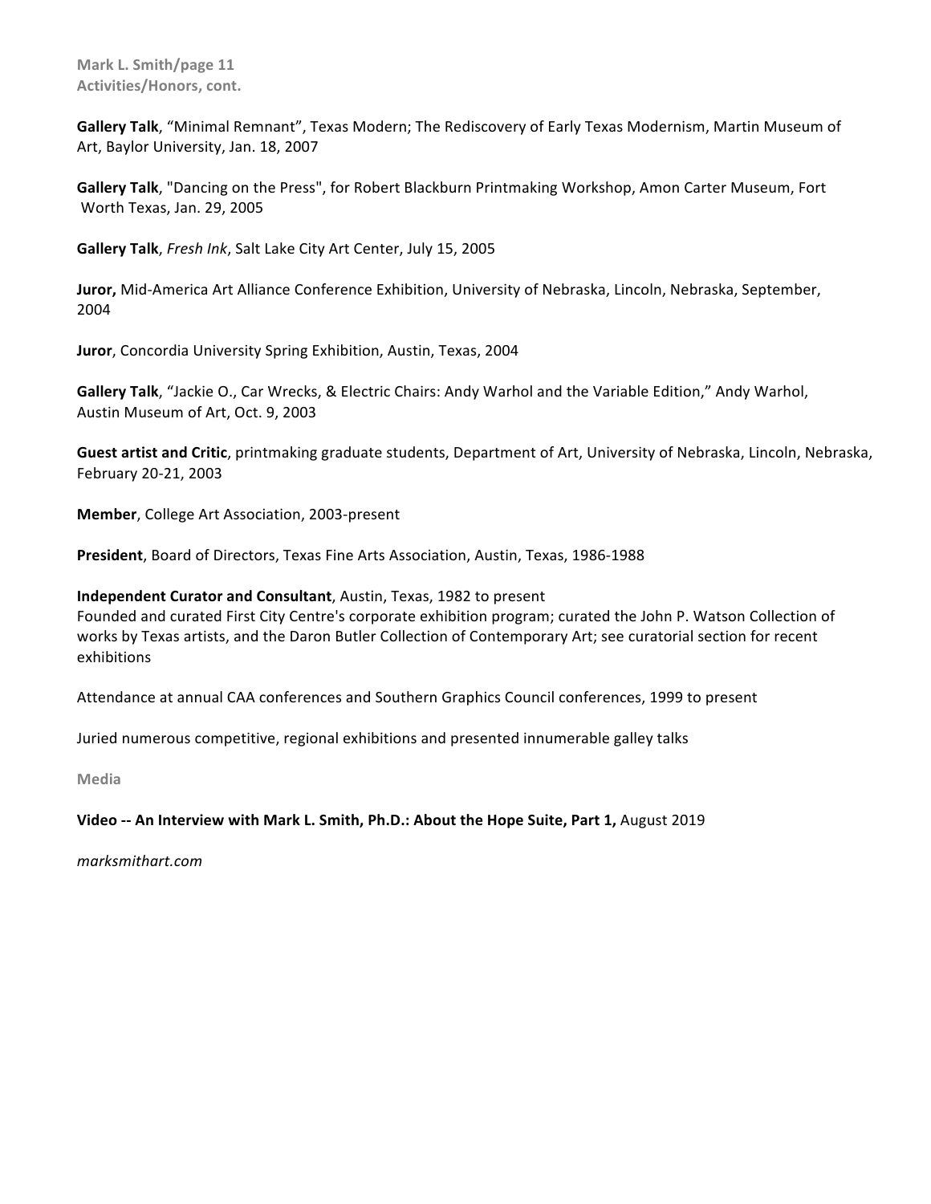**Activities/Honors, cont.**

**Gallery Talk**, “Minimal Remnant”, Texas Modern; The Rediscovery of Early Texas Modernism, Martin Museum of Art, Baylor University, Jan. 18, 2007

**Gallery Talk**, "Dancing on the Press", for Robert Blackburn Printmaking Workshop, Amon Carter Museum, Fort Worth Texas, Jan. 29, 2005

**Gallery Talk**, *Fresh Ink*, Salt Lake City Art Center, July 15, 2005

**Juror,** Mid-America Art Alliance Conference Exhibition, University of Nebraska, Lincoln, Nebraska, September, 2004

**Juror**, Concordia University Spring Exhibition, Austin, Texas, 2004

**Gallery Talk**, “Jackie O., Car Wrecks, & Electric Chairs: Andy Warhol and the Variable Edition,” Andy Warhol, Austin Museum of Art, Oct. 9, 2003

**Guest artist and Critic**, printmaking graduate students, Department of Art, University of Nebraska, Lincoln, Nebraska, February 20-21, 2003

**Member**, College Art Association, 2003-present

**President**, Board of Directors, Texas Fine Arts Association, Austin, Texas, 1986-1988

**Independent Curator and Consultant**, Austin, Texas, 1982 to present
Founded and curated First City Centre's corporate exhibition program; curated the John P. Watson Collection of works by Texas artists, and the Daron Butler Collection of Contemporary Art; see curatorial section for recent exhibitions

Attendance at annual CAA conferences and Southern Graphics Council conferences, 1999 to present

Juried numerous competitive, regional exhibitions and presented innumerable galley talks

**Media**

**Video -- An Interview with Mark L. Smith, Ph.D.: About the Hope Suite, Part 1,** August 2019

*marksmithart.com*